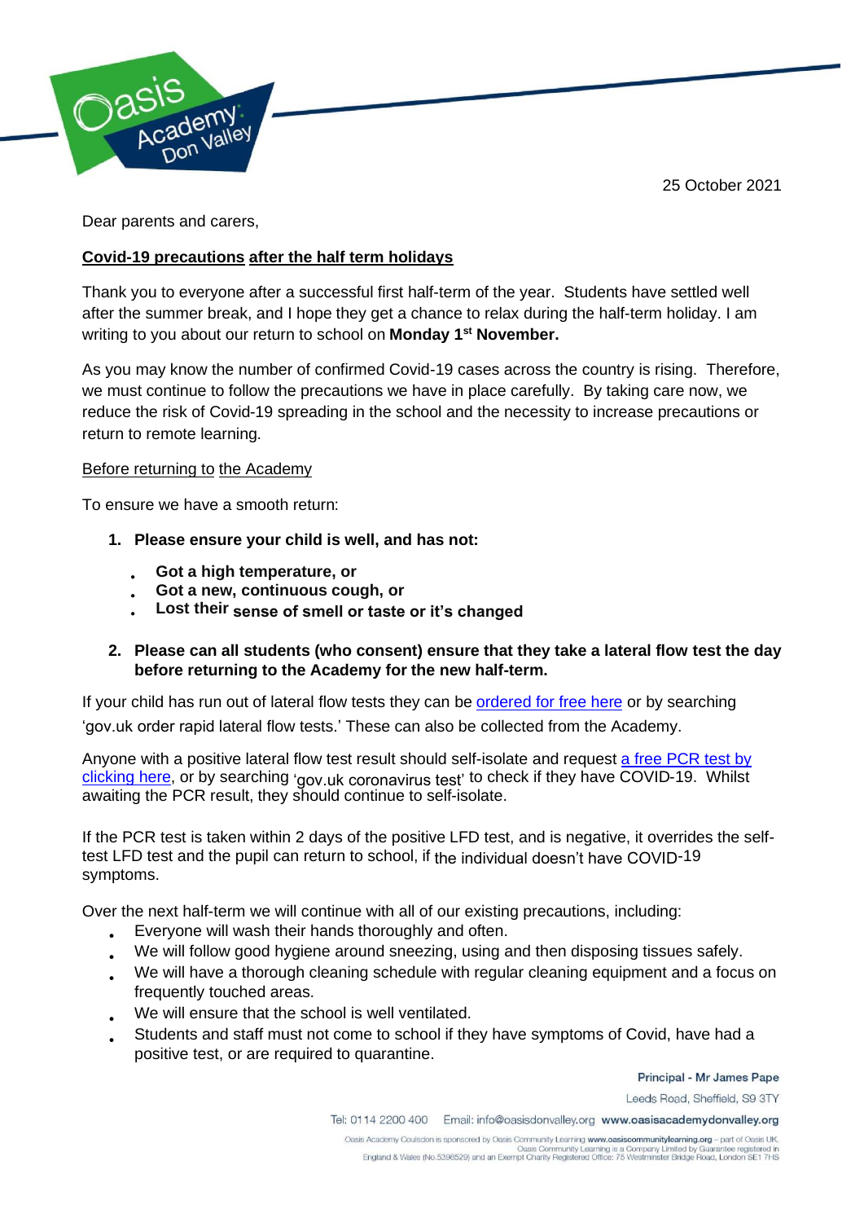25 October 2021

Dear parents and carers,

**Covid-19 precautions after the half term holidays**

Thank you to everyone after a successful first half-term of the year. Students have settled well after the summer break, and I hope they get a chance to relax during the half-term holiday. I am writing to you about our return to school on **Monday 1st November.**

As you may know the number of confirmed Covid-19 cases across the country is rising. Therefore, we must continue to follow the precautions we have in place carefully. By taking care now, we reduce the risk of Covid-19 spreading in the school and the necessity to increase precautions or return to remote learning.

Before returning to the Academy

To ensure we have a smooth return:

1. **Please ensure your child is well, and has not:**
   - **Got a high temperature, or**
   - **Got a new, continuous cough, or**
   - **Lost their sense of smell or taste or it's changed**
2. **Please can all students (who consent) ensure that they take a lateral flow test the day before returning to the Academy for the new half-term.**

If your child has run out of lateral flow tests they can be ordered for free here or by searching 'gov.uk order rapid lateral flow tests.' These can also be collected from the Academy.

Anyone with a positive lateral flow test result should self-isolate and request a free PCR test by clicking here, or by searching 'gov.uk coronavirus test' to check if they have COVID-19. Whilst awaiting the PCR result, they should continue to self-isolate.

If the PCR test is taken within 2 days of the positive LFD test, and is negative, it overrides the self-test LFD test and the pupil can return to school, if the individual doesn't have COVID-19 symptoms.

Over the next half-term we will continue with all of our existing precautions, including:

- Everyone will wash their hands thoroughly and often.
- We will follow good hygiene around sneezing, using and then disposing tissues safely.
- We will have a thorough cleaning schedule with regular cleaning equipment and a focus on frequently touched areas.
- We will ensure that the school is well ventilated.
- Students and staff must not come to school if they have symptoms of Covid, have had a positive test, or are required to quarantine.

Principal - Mr James Pape

Leeds Road, Sheffield, S9 3TY

Tel: 0114 2200 400 Email: info@oasisdonvalley.org www.oasisacademydonvalley.org

Oasis Academy Coulsdon is sponsored by Oasis Community Learning www.oasiscommunitylearning.org – part of Oasis UK. Oasis Community Learning is a Company Limited by Guarantee registered in England & Wales (No.5398529) and an Exempt Charity Registered Office: 75 Westminster Bridge Road, London SE1 7HS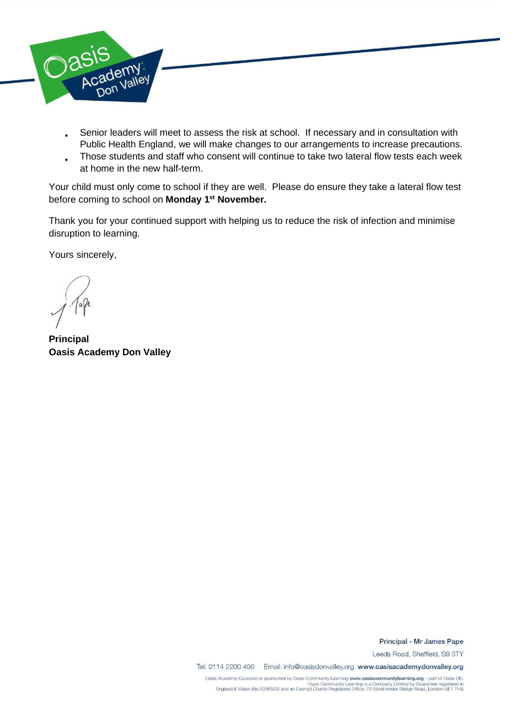- Senior leaders will meet to assess the risk at school. If necessary and in consultation with Public Health England, we will make changes to our arrangements to increase precautions.
- Those students and staff who consent will continue to take two lateral flow tests each week at home in the new half-term.

Your child must only come to school if they are well. Please do ensure they take a lateral flow test before coming to school on **Monday 1st November.**

Thank you for your continued support with helping us to reduce the risk of infection and minimise disruption to learning.

Yours sincerely,

**Principal**
**Oasis Academy Don Valley**

Principal - Mr James Pape

Leeds Road, Sheffield, S9 3TY

Tel: 0114 2200 400 Email: info@oasisdonvalley.org **www.oasisacademydonvalley.org**

Oasis Academy Coulsdon is sponsored by Oasis Community Learning **www.oasiscommunitylearning.org** – part of Oasis UK. Oasis Community Learning is a Company Limited by Guarantee registered in England & Wales (No.5398529) and an Exempt Charity Registered Office: 75 Westminster Bridge Road, London SE1 7HS